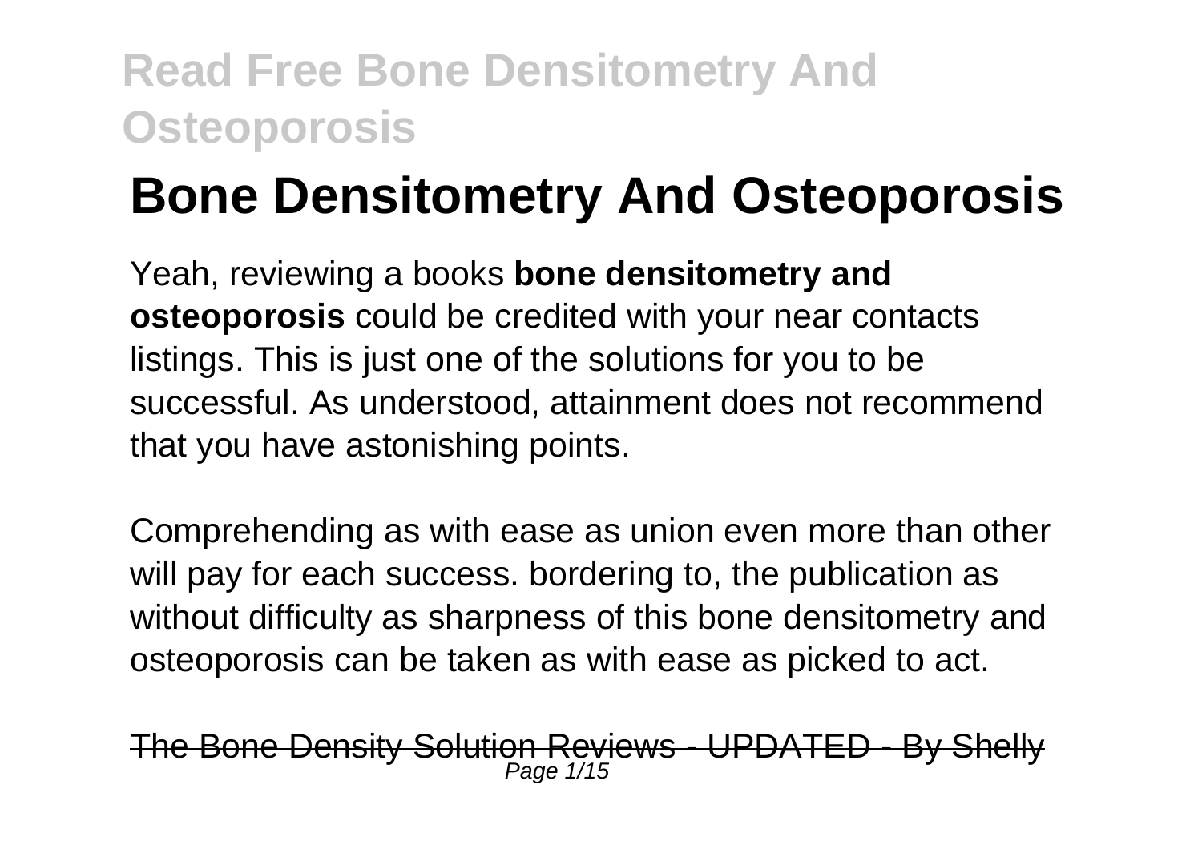# Bone Densitometry And Osteoporosis

Yeah, reviewing a books **bone densitometry and osteoporosis** could be credited with your near contacts listings. This is just one of the solutions for you to be successful. As understood, attainment does not recommend that you have astonishing points.

Comprehending as with ease as union even more than other will pay for each success. bordering to, the publication as without difficulty as sharpness of this bone densitometry and osteoporosis can be taken as with ease as picked to act.

~~The Bone Density Solution Reviews - UPDATED - By Shelly~~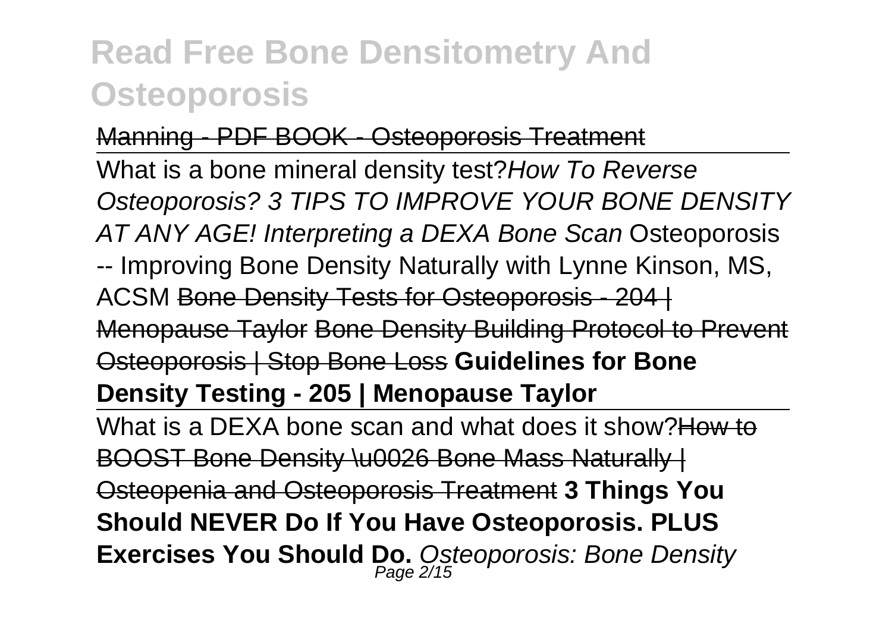Manning - PDF BOOK - Osteoporosis Treatment

What is a bone mineral density test?*How To Reverse Osteoporosis? 3 TIPS TO IMPROVE YOUR BONE DENSITY AT ANY AGE! Interpreting a DEXA Bone Scan* Osteoporosis -- Improving Bone Density Naturally with Lynne Kinson, MS, ACSM Bone Density Tests for Osteoporosis - 204 | Menopause Taylor Bone Density Building Protocol to Prevent Osteoporosis | Stop Bone Loss **Guidelines for Bone Density Testing - 205 | Menopause Taylor**

What is a DEXA bone scan and what does it show?How to BOOST Bone Density \u0026 Bone Mass Naturally | Osteopenia and Osteoporosis Treatment **3 Things You Should NEVER Do If You Have Osteoporosis. PLUS Exercises You Should Do.** *Osteoporosis: Bone Density*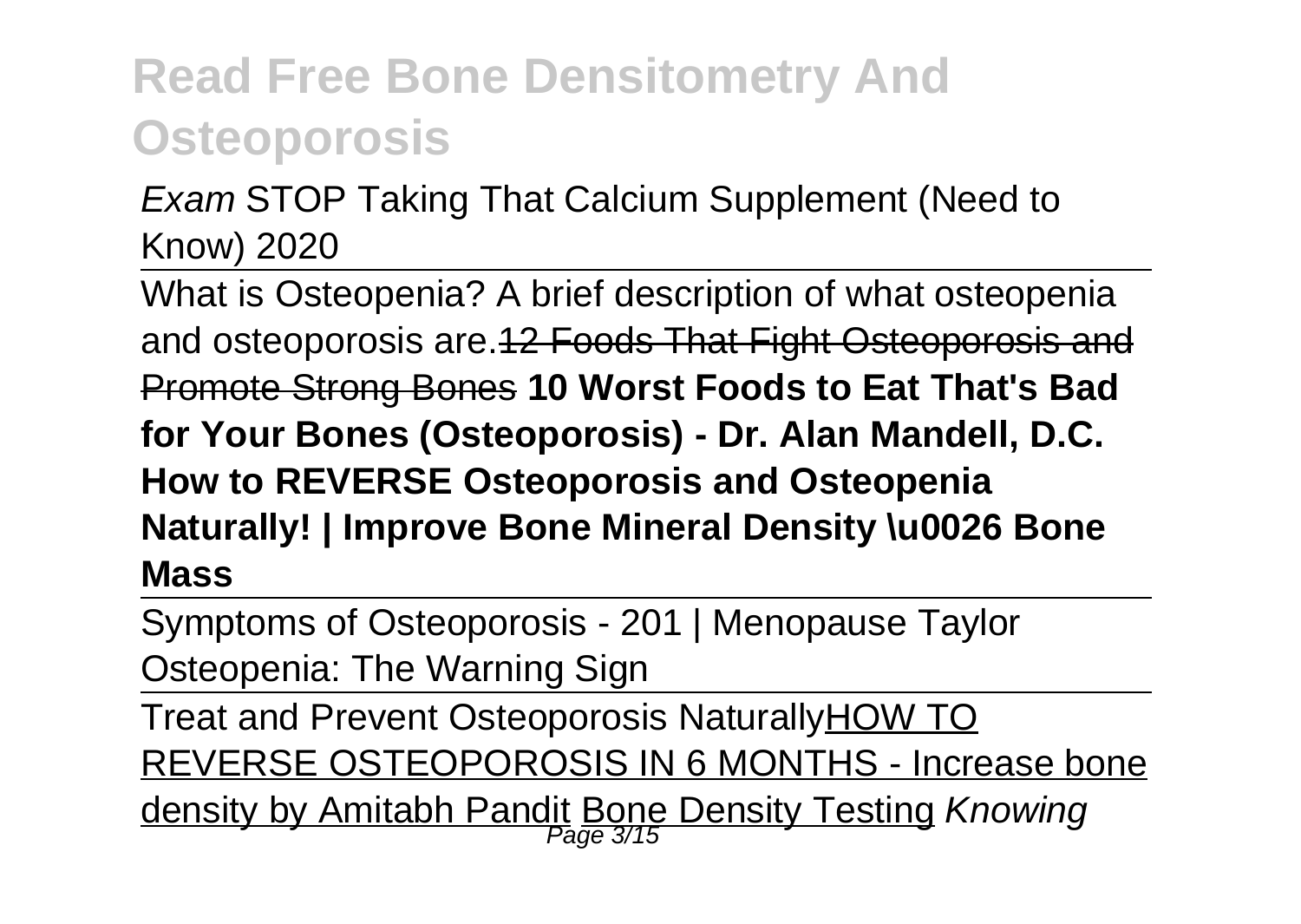*Exam* STOP Taking That Calcium Supplement (Need to Know) 2020

What is Osteopenia? A brief description of what osteopenia and osteoporosis are.~~12 Foods That Fight Osteoporosis and Promote Strong Bones~~ **10 Worst Foods to Eat That's Bad for Your Bones (Osteoporosis) - Dr. Alan Mandell, D.C. How to REVERSE Osteoporosis and Osteopenia Naturally! | Improve Bone Mineral Density \u0026 Bone Mass**

Symptoms of Osteoporosis - 201 | Menopause Taylor Osteopenia: The Warning Sign

Treat and Prevent Osteoporosis NaturallyHOW TO REVERSE OSTEOPOROSIS IN 6 MONTHS - Increase bone density by Amitabh Pandit Bone Density Testing *Knowing*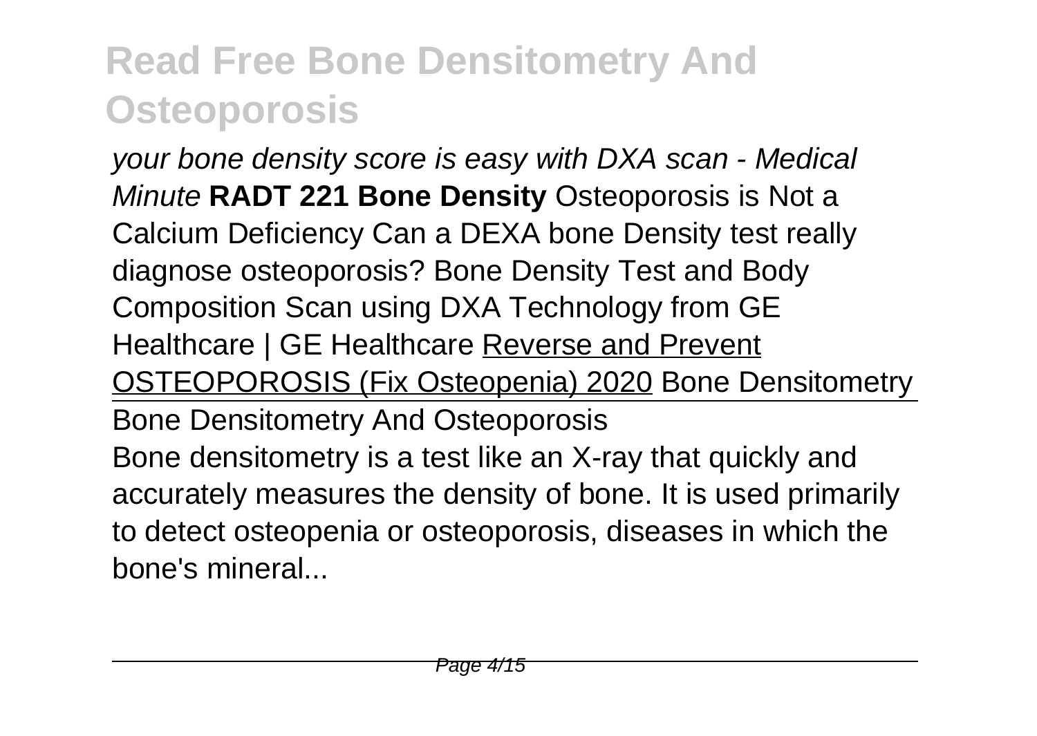*your bone density score is easy with DXA scan - Medical Minute* **RADT 221 Bone Density** Osteoporosis is Not a Calcium Deficiency Can a DEXA bone Density test really diagnose osteoporosis? Bone Density Test and Body Composition Scan using DXA Technology from GE Healthcare | GE Healthcare Reverse and Prevent OSTEOPOROSIS (Fix Osteopenia) 2020 Bone Densitometry

Bone Densitometry And Osteoporosis

Bone densitometry is a test like an X-ray that quickly and accurately measures the density of bone. It is used primarily to detect osteopenia or osteoporosis, diseases in which the bone's mineral...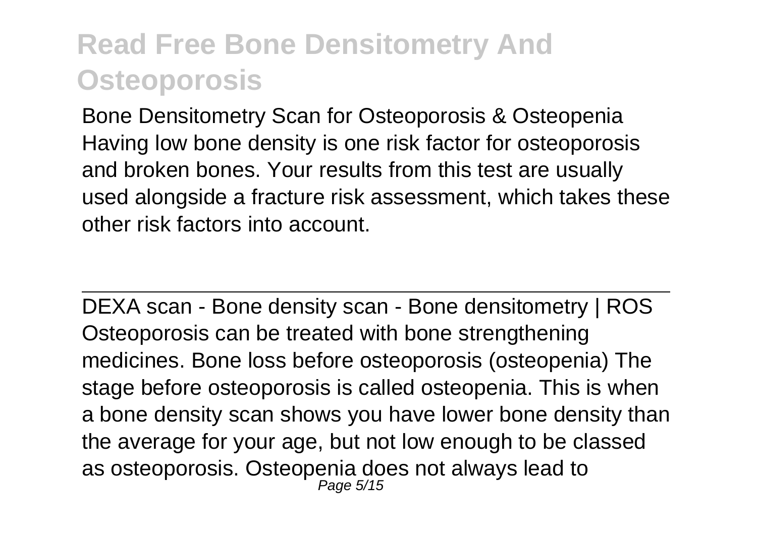Bone Densitometry Scan for Osteoporosis & Osteopenia
Having low bone density is one risk factor for osteoporosis and broken bones. Your results from this test are usually used alongside a fracture risk assessment, which takes these other risk factors into account.

---

DEXA scan - Bone density scan - Bone densitometry | ROS
Osteoporosis can be treated with bone strengthening medicines. Bone loss before osteoporosis (osteopenia) The stage before osteoporosis is called osteopenia. This is when a bone density scan shows you have lower bone density than the average for your age, but not low enough to be classed as osteoporosis. Osteopenia does not always lead to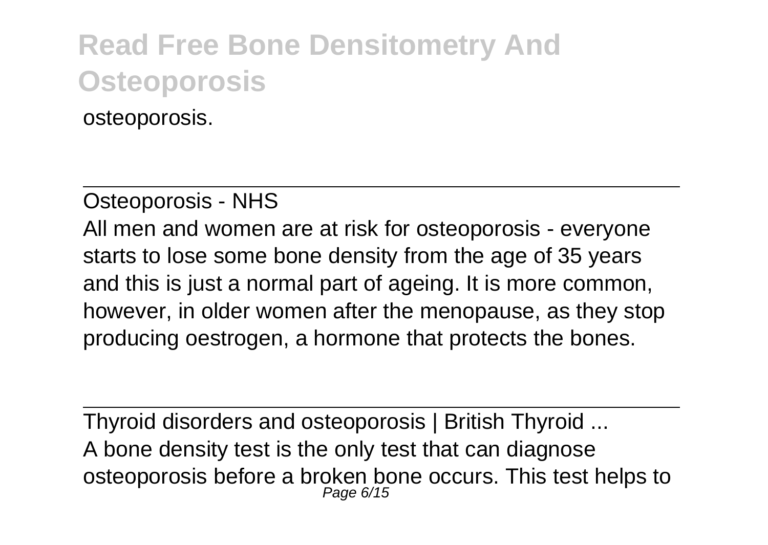osteoporosis.

Osteoporosis - NHS

All men and women are at risk for osteoporosis - everyone starts to lose some bone density from the age of 35 years and this is just a normal part of ageing. It is more common, however, in older women after the menopause, as they stop producing oestrogen, a hormone that protects the bones.

Thyroid disorders and osteoporosis | British Thyroid ...

A bone density test is the only test that can diagnose osteoporosis before a broken bone occurs. This test helps to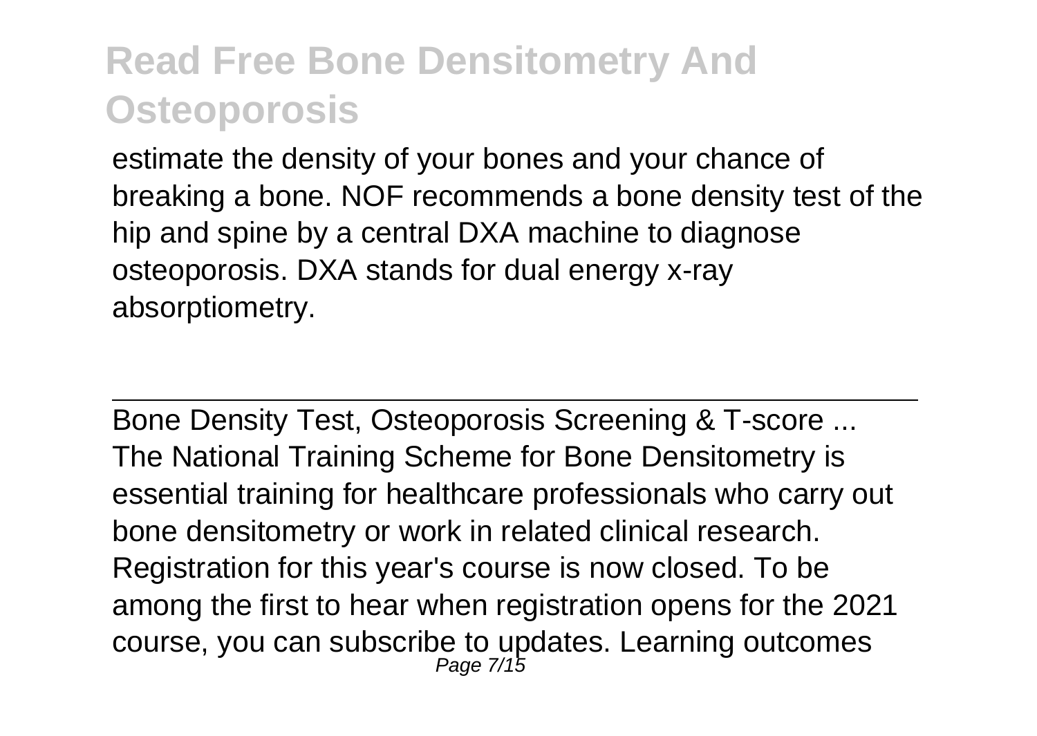estimate the density of your bones and your chance of breaking a bone. NOF recommends a bone density test of the hip and spine by a central DXA machine to diagnose osteoporosis. DXA stands for dual energy x-ray absorptiometry.

---

Bone Density Test, Osteoporosis Screening & T-score ...

The National Training Scheme for Bone Densitometry is essential training for healthcare professionals who carry out bone densitometry or work in related clinical research. Registration for this year's course is now closed. To be among the first to hear when registration opens for the 2021 course, you can subscribe to updates. Learning outcomes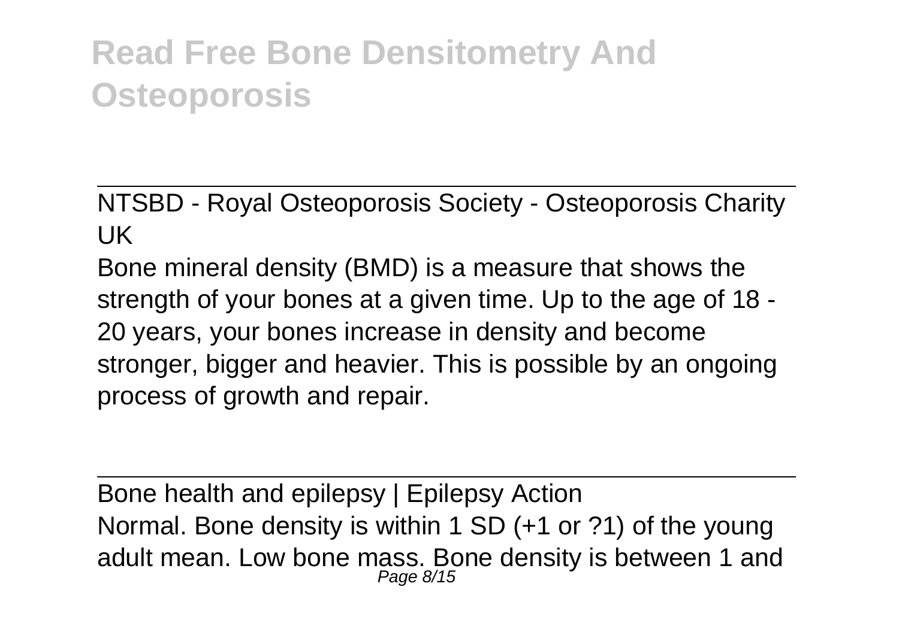# Read Free Bone Densitometry And Osteoporosis

NTSBD - Royal Osteoporosis Society - Osteoporosis Charity UK

Bone mineral density (BMD) is a measure that shows the strength of your bones at a given time. Up to the age of 18 - 20 years, your bones increase in density and become stronger, bigger and heavier. This is possible by an ongoing process of growth and repair.

Bone health and epilepsy | Epilepsy Action

Normal. Bone density is within 1 SD (+1 or ?1) of the young adult mean. Low bone mass. Bone density is between 1 and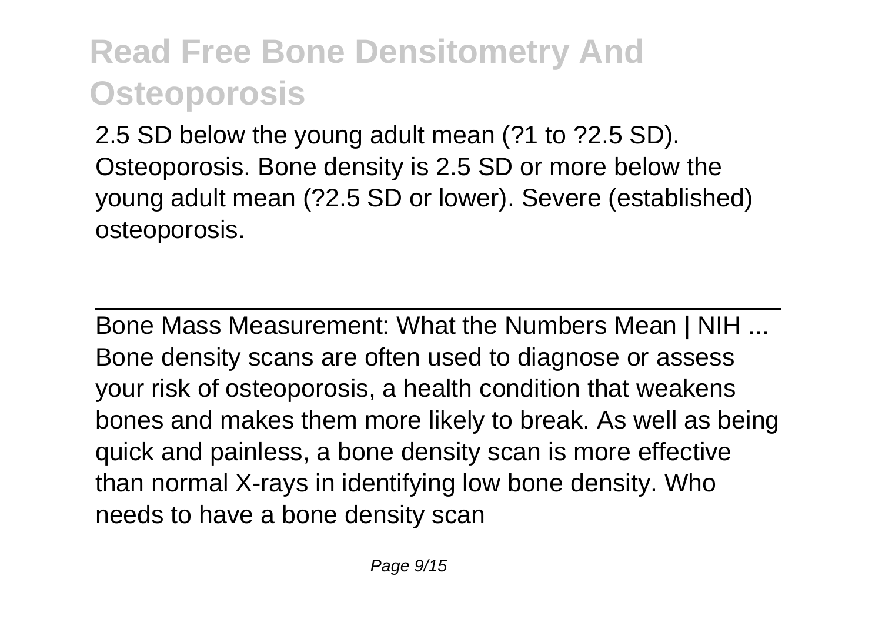2.5 SD below the young adult mean (?1 to ?2.5 SD). Osteoporosis. Bone density is 2.5 SD or more below the young adult mean (?2.5 SD or lower). Severe (established) osteoporosis.

---

Bone Mass Measurement: What the Numbers Mean | NIH ...
Bone density scans are often used to diagnose or assess your risk of osteoporosis, a health condition that weakens bones and makes them more likely to break. As well as being quick and painless, a bone density scan is more effective than normal X-rays in identifying low bone density. Who needs to have a bone density scan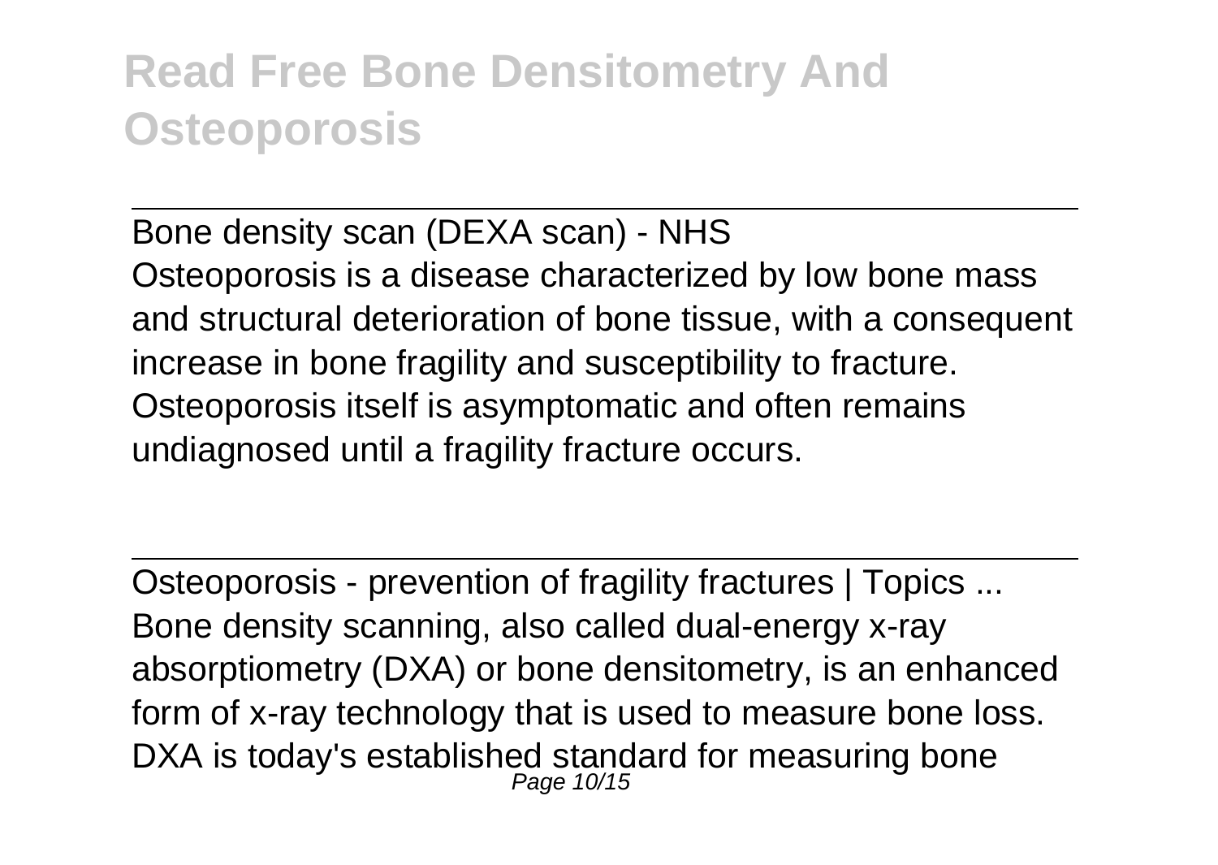Bone density scan (DEXA scan) - NHS

Osteoporosis is a disease characterized by low bone mass and structural deterioration of bone tissue, with a consequent increase in bone fragility and susceptibility to fracture. Osteoporosis itself is asymptomatic and often remains undiagnosed until a fragility fracture occurs.

Osteoporosis - prevention of fragility fractures | Topics ...

Bone density scanning, also called dual-energy x-ray absorptiometry (DXA) or bone densitometry, is an enhanced form of x-ray technology that is used to measure bone loss. DXA is today's established standard for measuring bone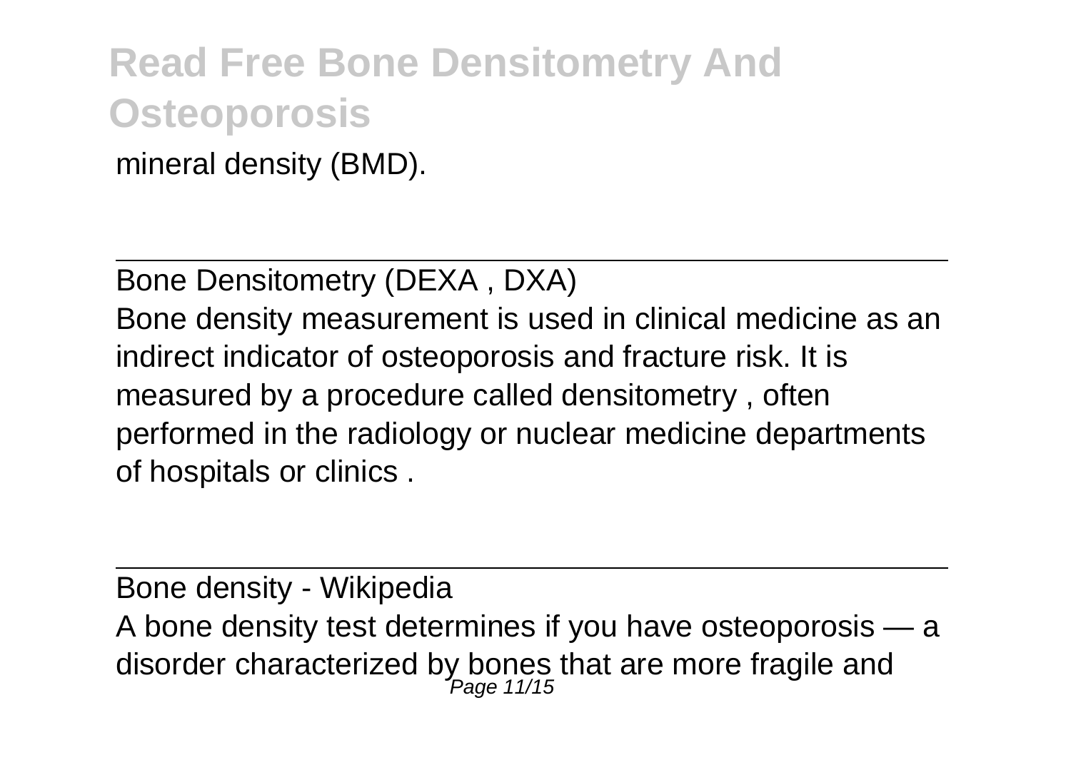mineral density (BMD).

---

Bone Densitometry (DEXA , DXA)

Bone density measurement is used in clinical medicine as an indirect indicator of osteoporosis and fracture risk. It is measured by a procedure called densitometry , often performed in the radiology or nuclear medicine departments of hospitals or clinics .

---

Bone density - Wikipedia

A bone density test determines if you have osteoporosis — a disorder characterized by bones that are more fragile and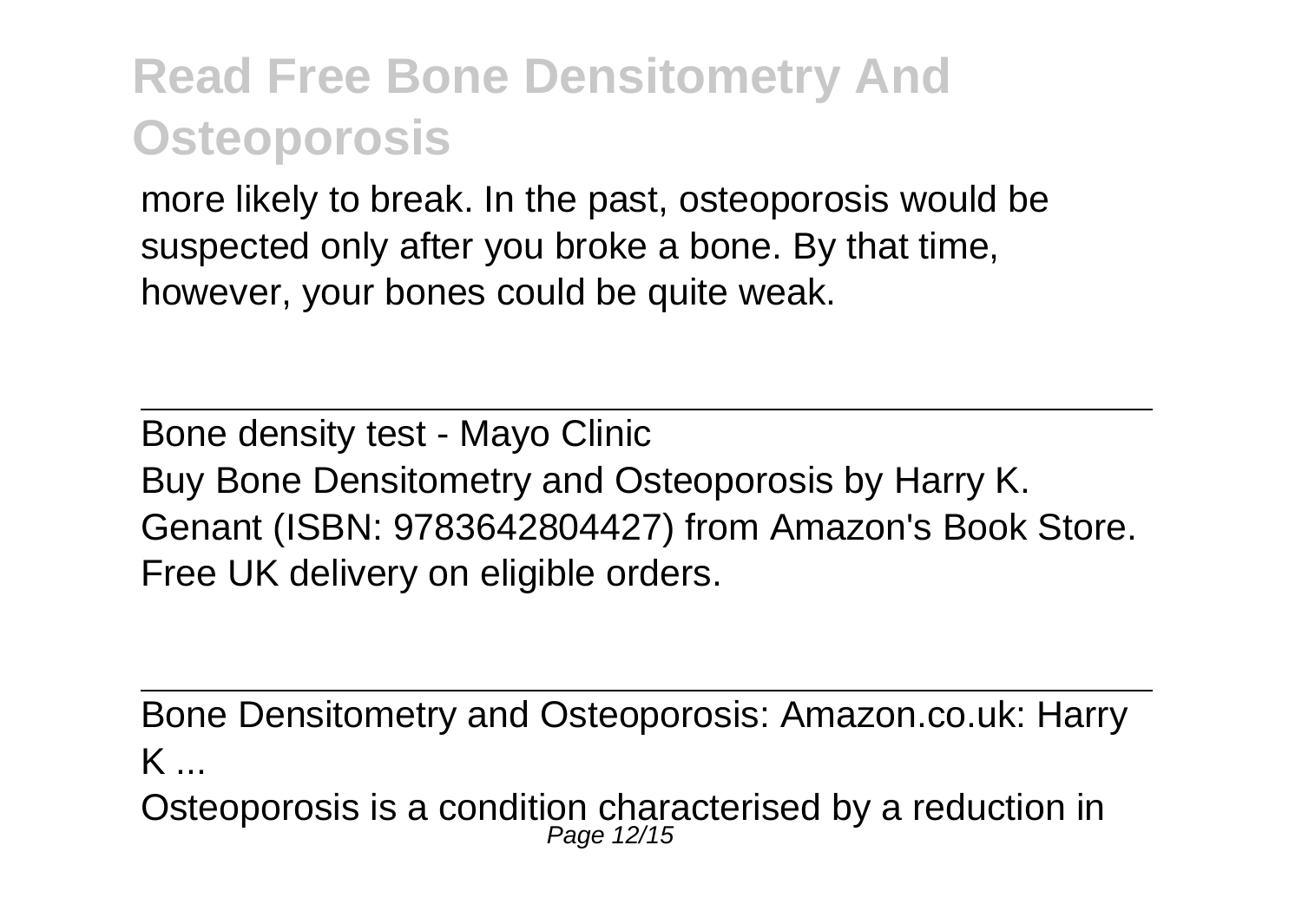more likely to break. In the past, osteoporosis would be suspected only after you broke a bone. By that time, however, your bones could be quite weak.

---

Bone density test - Mayo Clinic
Buy Bone Densitometry and Osteoporosis by Harry K. Genant (ISBN: 9783642804427) from Amazon's Book Store. Free UK delivery on eligible orders.

---

Bone Densitometry and Osteoporosis: Amazon.co.uk: Harry K ...
Osteoporosis is a condition characterised by a reduction in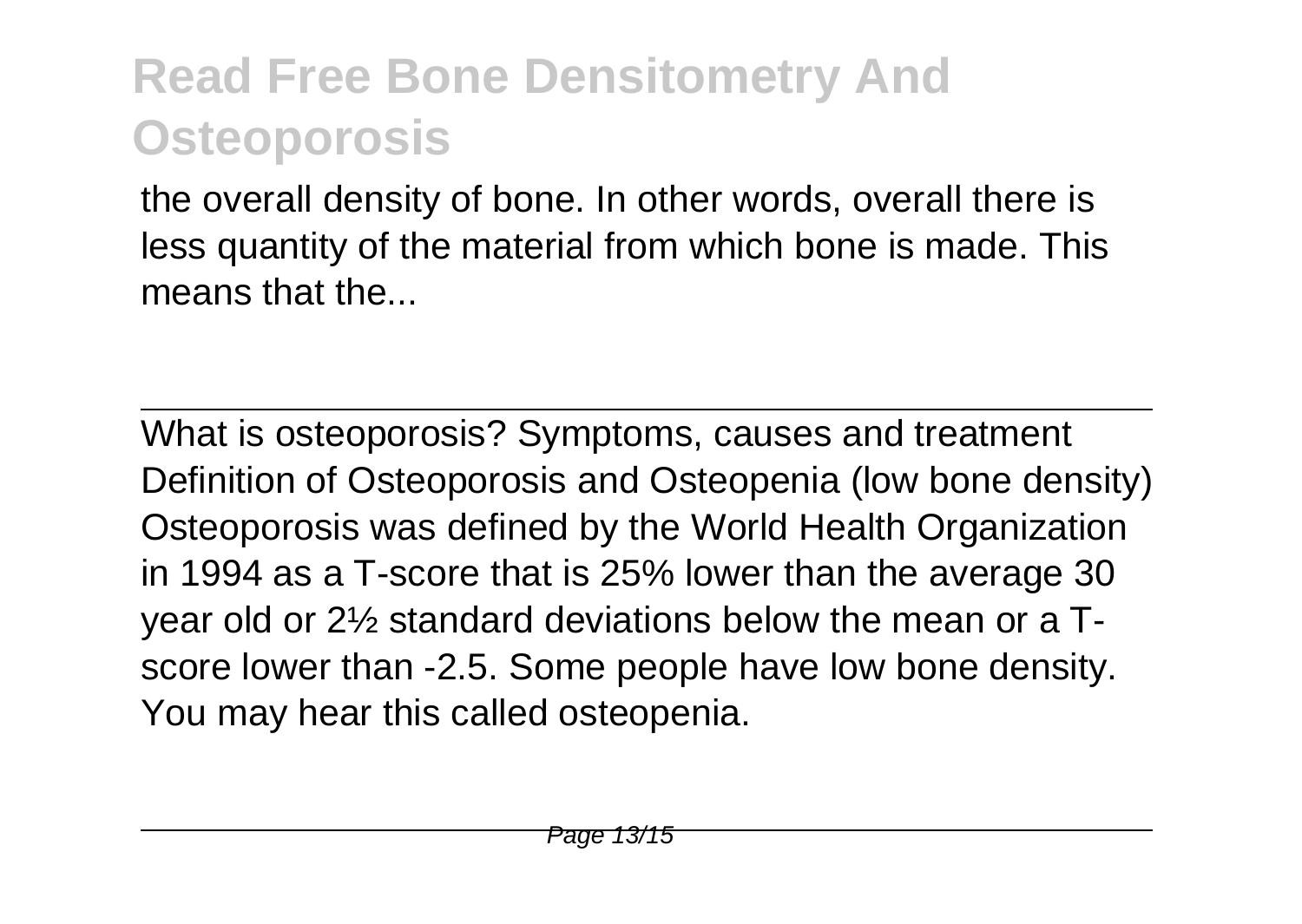the overall density of bone. In other words, overall there is less quantity of the material from which bone is made. This means that the...

---

What is osteoporosis? Symptoms, causes and treatment
Definition of Osteoporosis and Osteopenia (low bone density) Osteoporosis was defined by the World Health Organization in 1994 as a T-score that is 25% lower than the average 30 year old or 2½ standard deviations below the mean or a T-score lower than -2.5. Some people have low bone density. You may hear this called osteopenia.

---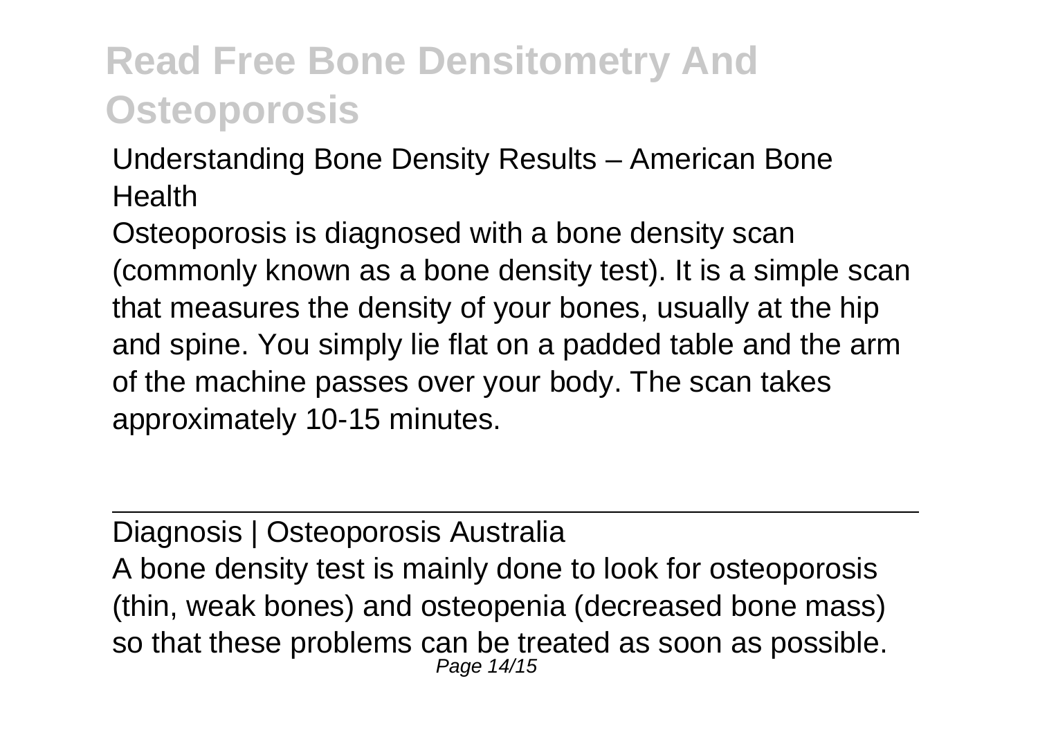Understanding Bone Density Results – American Bone Health

Osteoporosis is diagnosed with a bone density scan (commonly known as a bone density test). It is a simple scan that measures the density of your bones, usually at the hip and spine. You simply lie flat on a padded table and the arm of the machine passes over your body. The scan takes approximately 10-15 minutes.

---

Diagnosis | Osteoporosis Australia

A bone density test is mainly done to look for osteoporosis (thin, weak bones) and osteopenia (decreased bone mass) so that these problems can be treated as soon as possible.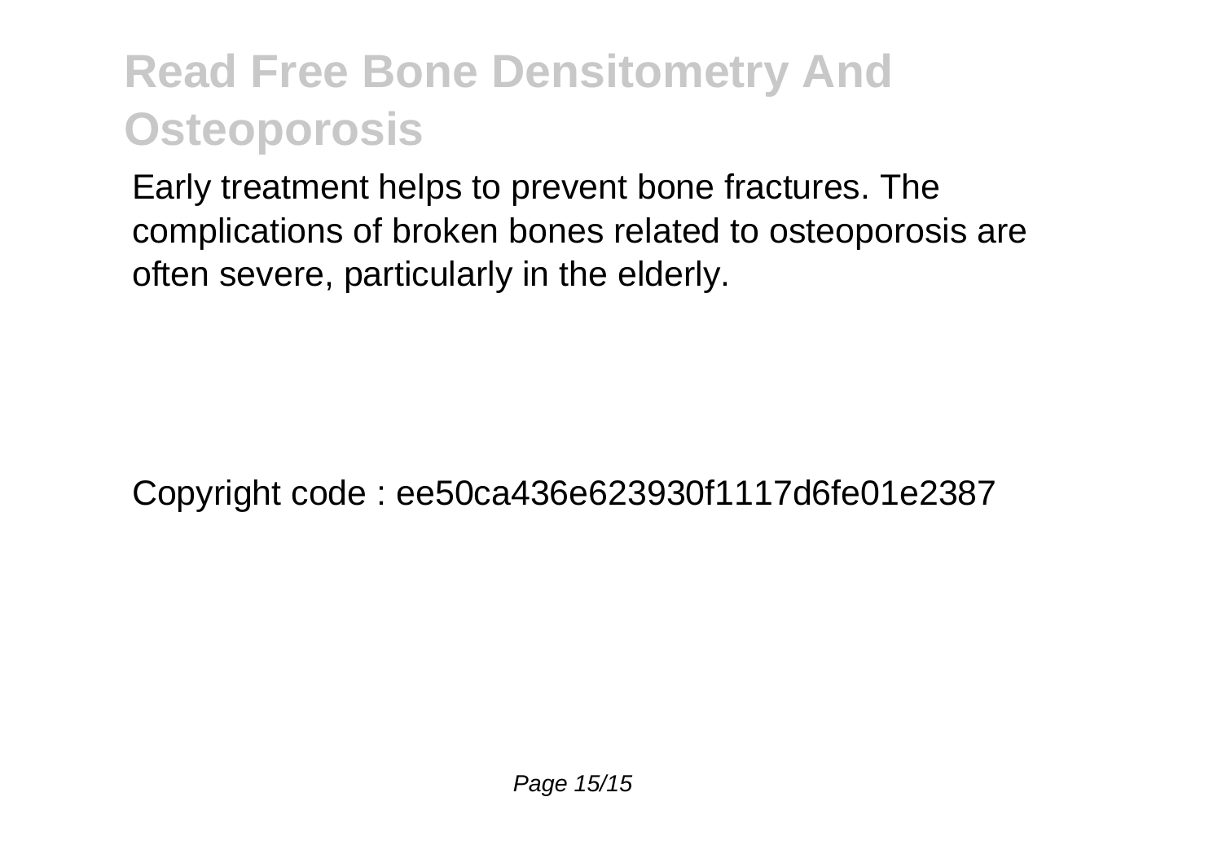Early treatment helps to prevent bone fractures. The complications of broken bones related to osteoporosis are often severe, particularly in the elderly.

Copyright code : ee50ca436e623930f1117d6fe01e2387